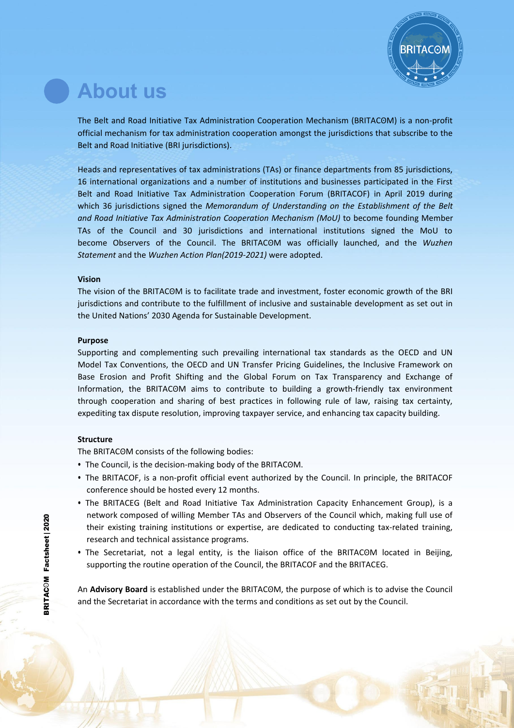# About us

The Belt and Road Initiative Tax Administration Cooperation Mechanism (BRITACOM) is a non-profit official mechanism for tax administration cooperation amongst the jurisdictions that subscribe to the Belt and Road Initiative (BRI jurisdictions).

Heads and representatives of tax administrations (TAs) or finance departments from 85 jurisdictions, 16 international organizations and a number of institutions and businesses participated in the First Belt and Road Initiative Tax Administration Cooperation Forum (BRITACOF) in April 2019 during which 36 jurisdictions signed the *Memorandum of Understanding on the Establishment of the Belt and Road Initiative Tax Administration Cooperation Mechanism (MoU)* to become founding Member TAs of the Council and 30 jurisdictions and international institutions signed the MoU to become Observers of the Council. The BRITACOM was officially launched, and the *Wuzhen Statement* and the *Wuzhen Action Plan(2019-2021)* were adopted.

**Vision**

The vision of the BRITACOM is to facilitate trade and investment, foster economic growth of the BRI jurisdictions and contribute to the fulfillment of inclusive and sustainable development as set out in the United Nations' 2030 Agenda for Sustainable Development.

**Purpose**

Supporting and complementing such prevailing international tax standards as the OECD and UN Model Tax Conventions, the OECD and UN Transfer Pricing Guidelines, the Inclusive Framework on Base Erosion and Profit Shifting and the Global Forum on Tax Transparency and Exchange of Information, the BRITACOM aims to contribute to building a growth-friendly tax environment through cooperation and sharing of best practices in following rule of law, raising tax certainty, expediting tax dispute resolution, improving taxpayer service, and enhancing tax capacity building.

**Structure**

The BRITACOM consists of the following bodies:

- The Council, is the decision-making body of the BRITACOM.
- The BRITACOF, is a non-profit official event authorized by the Council. In principle, the BRITACOF conference should be hosted every 12 months.
- The BRITACEG (Belt and Road Initiative Tax Administration Capacity Enhancement Group), is a network composed of willing Member TAs and Observers of the Council which, making full use of their existing training institutions or expertise, are dedicated to conducting tax-related training, research and technical assistance programs.
- The Secretariat, not a legal entity, is the liaison office of the BRITACOM located in Beijing, supporting the routine operation of the Council, the BRITACOF and the BRITACEG.

An **Advisory Board** is established under the BRITACOM, the purpose of which is to advise the Council and the Secretariat in accordance with the terms and conditions as set out by the Council.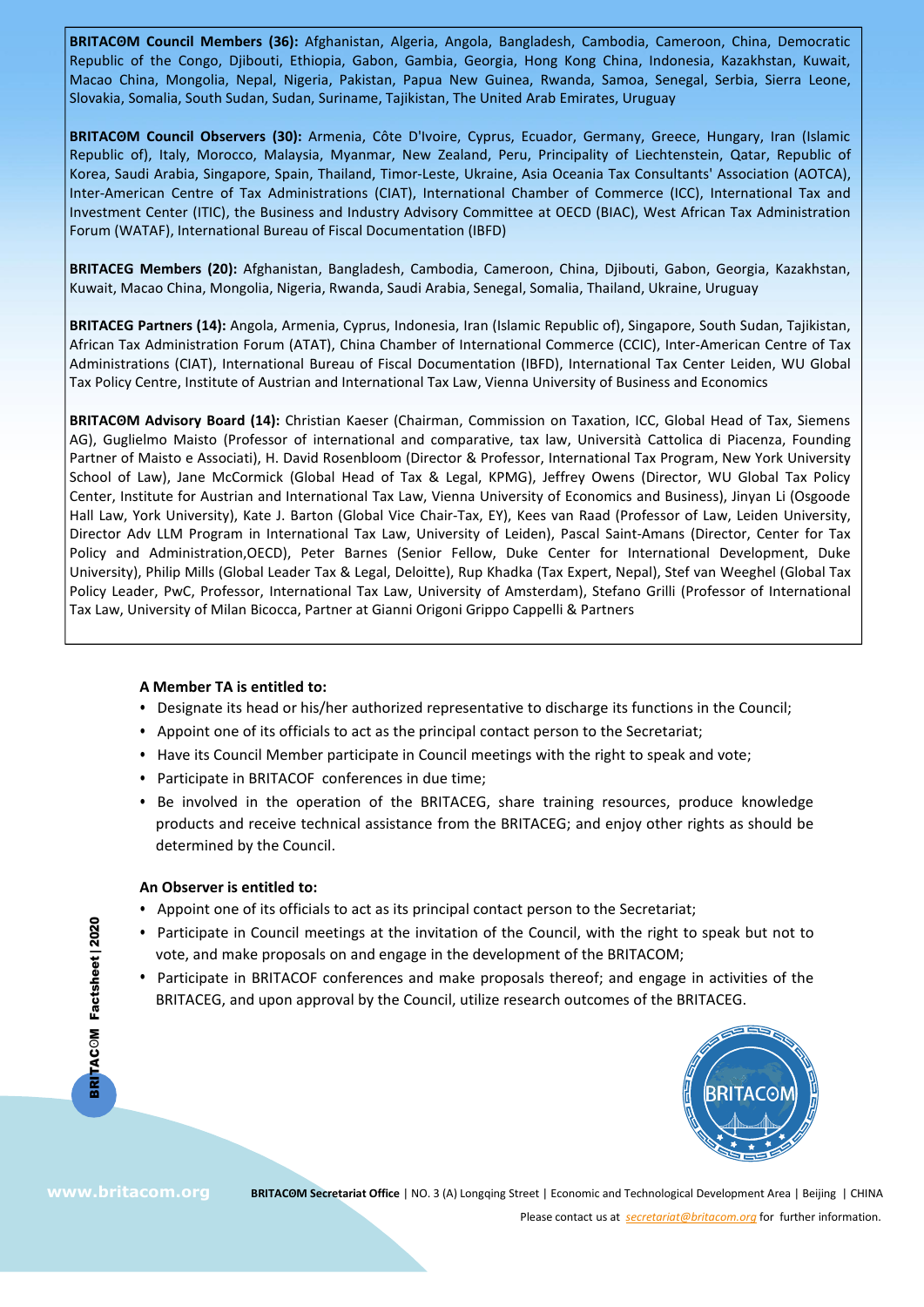**BRITACOM Council Members (36):** Afghanistan, Algeria, Angola, Bangladesh, Cambodia, Cameroon, China, Democratic Republic of the Congo, Djibouti, Ethiopia, Gabon, Gambia, Georgia, Hong Kong China, Indonesia, Kazakhstan, Kuwait, Macao China, Mongolia, Nepal, Nigeria, Pakistan, Papua New Guinea, Rwanda, Samoa, Senegal, Serbia, Sierra Leone, Slovakia, Somalia, South Sudan, Sudan, Suriname, Tajikistan, The United Arab Emirates, Uruguay

**BRITACOM Council Observers (30):** Armenia, Côte D'Ivoire, Cyprus, Ecuador, Germany, Greece, Hungary, Iran (Islamic Republic of), Italy, Morocco, Malaysia, Myanmar, New Zealand, Peru, Principality of Liechtenstein, Qatar, Republic of Korea, Saudi Arabia, Singapore, Spain, Thailand, Timor-Leste, Ukraine, Asia Oceania Tax Consultants' Association (AOTCA), Inter-American Centre of Tax Administrations (CIAT), International Chamber of Commerce (ICC), International Tax and Investment Center (ITIC), the Business and Industry Advisory Committee at OECD (BIAC), West African Tax Administration Forum (WATAF), International Bureau of Fiscal Documentation (IBFD)

**BRITACEG Members (20):** Afghanistan, Bangladesh, Cambodia, Cameroon, China, Djibouti, Gabon, Georgia, Kazakhstan, Kuwait, Macao China, Mongolia, Nigeria, Rwanda, Saudi Arabia, Senegal, Somalia, Thailand, Ukraine, Uruguay

**BRITACEG Partners (14):** Angola, Armenia, Cyprus, Indonesia, Iran (Islamic Republic of), Singapore, South Sudan, Tajikistan, African Tax Administration Forum (ATAT), China Chamber of International Commerce (CCIC), Inter-American Centre of Tax Administrations (CIAT), International Bureau of Fiscal Documentation (IBFD), International Tax Center Leiden, WU Global Tax Policy Centre, Institute of Austrian and International Tax Law, Vienna University of Business and Economics

**BRITACOM Advisory Board (14):** Christian Kaeser (Chairman, Commission on Taxation, ICC, Global Head of Tax, Siemens AG), Guglielmo Maisto (Professor of international and comparative, tax law, Università Cattolica di Piacenza, Founding Partner of Maisto e Associati), H. David Rosenbloom (Director & Professor, International Tax Program, New York University School of Law), Jane McCormick (Global Head of Tax & Legal, KPMG), Jeffrey Owens (Director, WU Global Tax Policy Center, Institute for Austrian and International Tax Law, Vienna University of Economics and Business), Jinyan Li (Osgoode Hall Law, York University), Kate J. Barton (Global Vice Chair-Tax, EY), Kees van Raad (Professor of Law, Leiden University, Director Adv LLM Program in International Tax Law, University of Leiden), Pascal Saint-Amans (Director, Center for Tax Policy and Administration,OECD), Peter Barnes (Senior Fellow, Duke Center for International Development, Duke University), Philip Mills (Global Leader Tax & Legal, Deloitte), Rup Khadka (Tax Expert, Nepal), Stef van Weeghel (Global Tax Policy Leader, PwC, Professor, International Tax Law, University of Amsterdam), Stefano Grilli (Professor of International Tax Law, University of Milan Bicocca, Partner at Gianni Origoni Grippo Cappelli & Partners

**A Member TA is entitled to:**

- Designate its head or his/her authorized representative to discharge its functions in the Council;
- Appoint one of its officials to act as the principal contact person to the Secretariat;
- Have its Council Member participate in Council meetings with the right to speak and vote;
- Participate in BRITACOF conferences in due time;
- Be involved in the operation of the BRITACEG, share training resources, produce knowledge products and receive technical assistance from the BRITACEG; and enjoy other rights as should be determined by the Council.

**An Observer is entitled to:**

- Appoint one of its officials to act as its principal contact person to the Secretariat;
- Participate in Council meetings at the invitation of the Council, with the right to speak but not to vote, and make proposals on and engage in the development of the BRITACOM;
- Participate in BRITACOF conferences and make proposals thereof; and engage in activities of the BRITACEG, and upon approval by the Council, utilize research outcomes of the BRITACEG.

www.britacom.org

**BRITACOM Secretariat Office** | NO. 3 (A) Longqing Street | Economic and Technological Development Area | Beijing | CHINA

Please contact us at *secretariat@britacom.org* for further information.